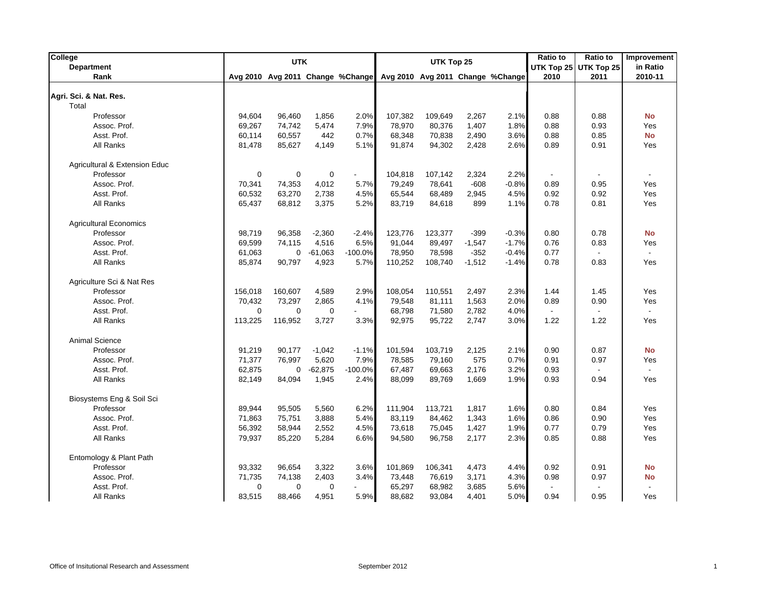| College<br>Department<br>Rank | UTK<br>Avg 2010 | <br>Avg 2011 | <br>Change | <br>%Change | UTK Top 25<br>Avg 2010 | <br>Avg 2011 | <br>Change | <br>%Change | Ratio to UTK Top 25<br>2010 | Ratio to UTK Top 25<br>2011 | Improvement in Ratio<br>2010-11 |
|---|---|---|---|---|---|---|---|---|---|---|---|
| **Agri. Sci. & Nat. Res.** | | | | | | | | | | | |
| Total | | | | | | | | | | | |
| Professor | 94,604 | 96,460 | 1,856 | 2.0% | 107,382 | 109,649 | 2,267 | 2.1% | 0.88 | 0.88 | **No** |
| Assoc. Prof. | 69,267 | 74,742 | 5,474 | 7.9% | 78,970 | 80,376 | 1,407 | 1.8% | 0.88 | 0.93 | Yes |
| Asst. Prof. | 60,114 | 60,557 | 442 | 0.7% | 68,348 | 70,838 | 2,490 | 3.6% | 0.88 | 0.85 | **No** |
| All Ranks | 81,478 | 85,627 | 4,149 | 5.1% | 91,874 | 94,302 | 2,428 | 2.6% | 0.89 | 0.91 | Yes |
| Agricultural & Extension Educ | | | | | | | | | | | |
| Professor | 0 | 0 | 0 | - | 104,818 | 107,142 | 2,324 | 2.2% | - | - | - |
| Assoc. Prof. | 70,341 | 74,353 | 4,012 | 5.7% | 79,249 | 78,641 | -608 | -0.8% | 0.89 | 0.95 | Yes |
| Asst. Prof. | 60,532 | 63,270 | 2,738 | 4.5% | 65,544 | 68,489 | 2,945 | 4.5% | 0.92 | 0.92 | Yes |
| All Ranks | 65,437 | 68,812 | 3,375 | 5.2% | 83,719 | 84,618 | 899 | 1.1% | 0.78 | 0.81 | Yes |
| Agricultural Economics | | | | | | | | | | | |
| Professor | 98,719 | 96,358 | -2,360 | -2.4% | 123,776 | 123,377 | -399 | -0.3% | 0.80 | 0.78 | **No** |
| Assoc. Prof. | 69,599 | 74,115 | 4,516 | 6.5% | 91,044 | 89,497 | -1,547 | -1.7% | 0.76 | 0.83 | Yes |
| Asst. Prof. | 61,063 | 0 | -61,063 | -100.0% | 78,950 | 78,598 | -352 | -0.4% | 0.77 | - | - |
| All Ranks | 85,874 | 90,797 | 4,923 | 5.7% | 110,252 | 108,740 | -1,512 | -1.4% | 0.78 | 0.83 | Yes |
| Agriculture Sci & Nat Res | | | | | | | | | | | |
| Professor | 156,018 | 160,607 | 4,589 | 2.9% | 108,054 | 110,551 | 2,497 | 2.3% | 1.44 | 1.45 | Yes |
| Assoc. Prof. | 70,432 | 73,297 | 2,865 | 4.1% | 79,548 | 81,111 | 1,563 | 2.0% | 0.89 | 0.90 | Yes |
| Asst. Prof. | 0 | 0 | 0 | - | 68,798 | 71,580 | 2,782 | 4.0% | - | - | - |
| All Ranks | 113,225 | 116,952 | 3,727 | 3.3% | 92,975 | 95,722 | 2,747 | 3.0% | 1.22 | 1.22 | Yes |
| Animal Science | | | | | | | | | | | |
| Professor | 91,219 | 90,177 | -1,042 | -1.1% | 101,594 | 103,719 | 2,125 | 2.1% | 0.90 | 0.87 | **No** |
| Assoc. Prof. | 71,377 | 76,997 | 5,620 | 7.9% | 78,585 | 79,160 | 575 | 0.7% | 0.91 | 0.97 | Yes |
| Asst. Prof. | 62,875 | 0 | -62,875 | -100.0% | 67,487 | 69,663 | 2,176 | 3.2% | 0.93 | - | - |
| All Ranks | 82,149 | 84,094 | 1,945 | 2.4% | 88,099 | 89,769 | 1,669 | 1.9% | 0.93 | 0.94 | Yes |
| Biosystems Eng & Soil Sci | | | | | | | | | | | |
| Professor | 89,944 | 95,505 | 5,560 | 6.2% | 111,904 | 113,721 | 1,817 | 1.6% | 0.80 | 0.84 | Yes |
| Assoc. Prof. | 71,863 | 75,751 | 3,888 | 5.4% | 83,119 | 84,462 | 1,343 | 1.6% | 0.86 | 0.90 | Yes |
| Asst. Prof. | 56,392 | 58,944 | 2,552 | 4.5% | 73,618 | 75,045 | 1,427 | 1.9% | 0.77 | 0.79 | Yes |
| All Ranks | 79,937 | 85,220 | 5,284 | 6.6% | 94,580 | 96,758 | 2,177 | 2.3% | 0.85 | 0.88 | Yes |
| Entomology & Plant Path | | | | | | | | | | | |
| Professor | 93,332 | 96,654 | 3,322 | 3.6% | 101,869 | 106,341 | 4,473 | 4.4% | 0.92 | 0.91 | **No** |
| Assoc. Prof. | 71,735 | 74,138 | 2,403 | 3.4% | 73,448 | 76,619 | 3,171 | 4.3% | 0.98 | 0.97 | **No** |
| Asst. Prof. | 0 | 0 | 0 | - | 65,297 | 68,982 | 3,685 | 5.6% | - | - | - |
| All Ranks | 83,515 | 88,466 | 4,951 | 5.9% | 88,682 | 93,084 | 4,401 | 5.0% | 0.94 | 0.95 | Yes |

Office of Insitutional Research and Assessment — September 2012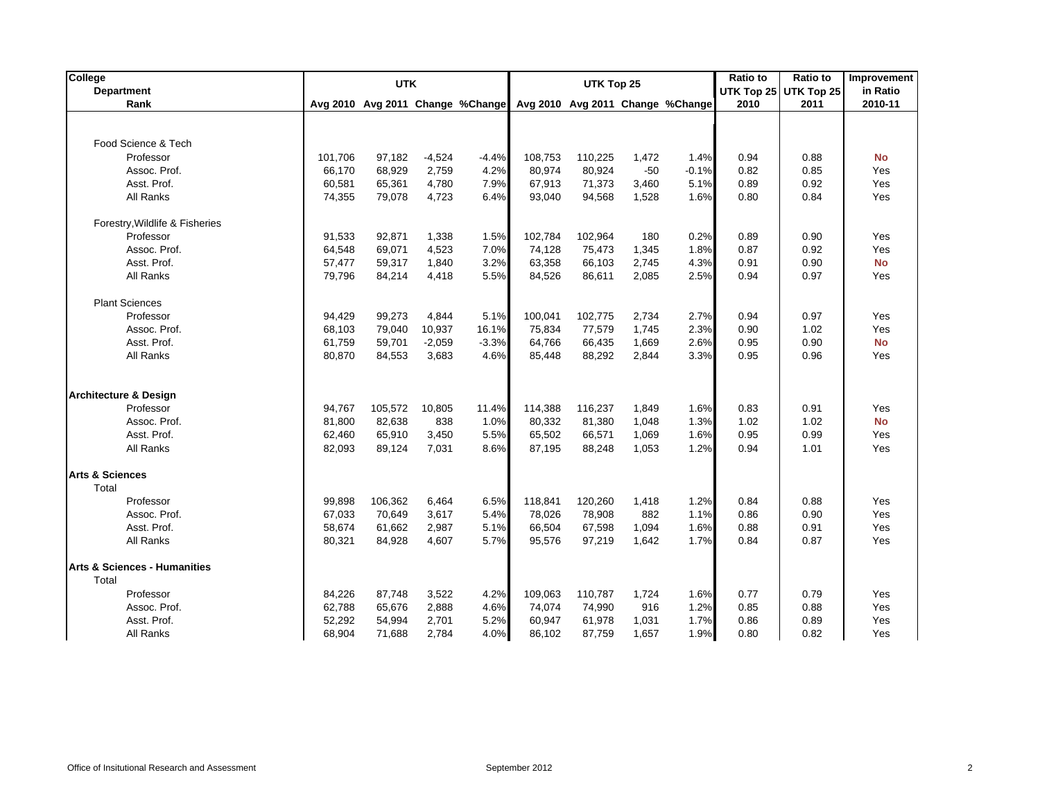| College<br>Department<br>Rank | UTK<br>Avg 2010 | <br>Avg 2011 | <br>Change | <br>%Change | UTK Top 25<br>Avg 2010 | <br>Avg 2011 | <br>Change | <br>%Change | Ratio to UTK Top 25<br>2010 | Ratio to UTK Top 25<br>2011 | Improvement in Ratio<br>2010-11 |
|---|---|---|---|---|---|---|---|---|---|---|---|
| Food Science & Tech | | | | | | | | | | | |
| Professor | 101,706 | 97,182 | -4,524 | -4.4% | 108,753 | 110,225 | 1,472 | 1.4% | 0.94 | 0.88 | **No** |
| Assoc. Prof. | 66,170 | 68,929 | 2,759 | 4.2% | 80,974 | 80,924 | -50 | -0.1% | 0.82 | 0.85 | Yes |
| Asst. Prof. | 60,581 | 65,361 | 4,780 | 7.9% | 67,913 | 71,373 | 3,460 | 5.1% | 0.89 | 0.92 | Yes |
| All Ranks | 74,355 | 79,078 | 4,723 | 6.4% | 93,040 | 94,568 | 1,528 | 1.6% | 0.80 | 0.84 | Yes |
| Forestry,Wildlife & Fisheries | | | | | | | | | | | |
| Professor | 91,533 | 92,871 | 1,338 | 1.5% | 102,784 | 102,964 | 180 | 0.2% | 0.89 | 0.90 | Yes |
| Assoc. Prof. | 64,548 | 69,071 | 4,523 | 7.0% | 74,128 | 75,473 | 1,345 | 1.8% | 0.87 | 0.92 | Yes |
| Asst. Prof. | 57,477 | 59,317 | 1,840 | 3.2% | 63,358 | 66,103 | 2,745 | 4.3% | 0.91 | 0.90 | **No** |
| All Ranks | 79,796 | 84,214 | 4,418 | 5.5% | 84,526 | 86,611 | 2,085 | 2.5% | 0.94 | 0.97 | Yes |
| Plant Sciences | | | | | | | | | | | |
| Professor | 94,429 | 99,273 | 4,844 | 5.1% | 100,041 | 102,775 | 2,734 | 2.7% | 0.94 | 0.97 | Yes |
| Assoc. Prof. | 68,103 | 79,040 | 10,937 | 16.1% | 75,834 | 77,579 | 1,745 | 2.3% | 0.90 | 1.02 | Yes |
| Asst. Prof. | 61,759 | 59,701 | -2,059 | -3.3% | 64,766 | 66,435 | 1,669 | 2.6% | 0.95 | 0.90 | **No** |
| All Ranks | 80,870 | 84,553 | 3,683 | 4.6% | 85,448 | 88,292 | 2,844 | 3.3% | 0.95 | 0.96 | Yes |
| **Architecture & Design** | | | | | | | | | | | |
| Professor | 94,767 | 105,572 | 10,805 | 11.4% | 114,388 | 116,237 | 1,849 | 1.6% | 0.83 | 0.91 | Yes |
| Assoc. Prof. | 81,800 | 82,638 | 838 | 1.0% | 80,332 | 81,380 | 1,048 | 1.3% | 1.02 | 1.02 | **No** |
| Asst. Prof. | 62,460 | 65,910 | 3,450 | 5.5% | 65,502 | 66,571 | 1,069 | 1.6% | 0.95 | 0.99 | Yes |
| All Ranks | 82,093 | 89,124 | 7,031 | 8.6% | 87,195 | 88,248 | 1,053 | 1.2% | 0.94 | 1.01 | Yes |
| **Arts & Sciences** | | | | | | | | | | | |
| Total | | | | | | | | | | | |
| Professor | 99,898 | 106,362 | 6,464 | 6.5% | 118,841 | 120,260 | 1,418 | 1.2% | 0.84 | 0.88 | Yes |
| Assoc. Prof. | 67,033 | 70,649 | 3,617 | 5.4% | 78,026 | 78,908 | 882 | 1.1% | 0.86 | 0.90 | Yes |
| Asst. Prof. | 58,674 | 61,662 | 2,987 | 5.1% | 66,504 | 67,598 | 1,094 | 1.6% | 0.88 | 0.91 | Yes |
| All Ranks | 80,321 | 84,928 | 4,607 | 5.7% | 95,576 | 97,219 | 1,642 | 1.7% | 0.84 | 0.87 | Yes |
| **Arts & Sciences - Humanities** | | | | | | | | | | | |
| Total | | | | | | | | | | | |
| Professor | 84,226 | 87,748 | 3,522 | 4.2% | 109,063 | 110,787 | 1,724 | 1.6% | 0.77 | 0.79 | Yes |
| Assoc. Prof. | 62,788 | 65,676 | 2,888 | 4.6% | 74,074 | 74,990 | 916 | 1.2% | 0.85 | 0.88 | Yes |
| Asst. Prof. | 52,292 | 54,994 | 2,701 | 5.2% | 60,947 | 61,978 | 1,031 | 1.7% | 0.86 | 0.89 | Yes |
| All Ranks | 68,904 | 71,688 | 2,784 | 4.0% | 86,102 | 87,759 | 1,657 | 1.9% | 0.80 | 0.82 | Yes |

Office of Insitutional Research and Assessment September 2012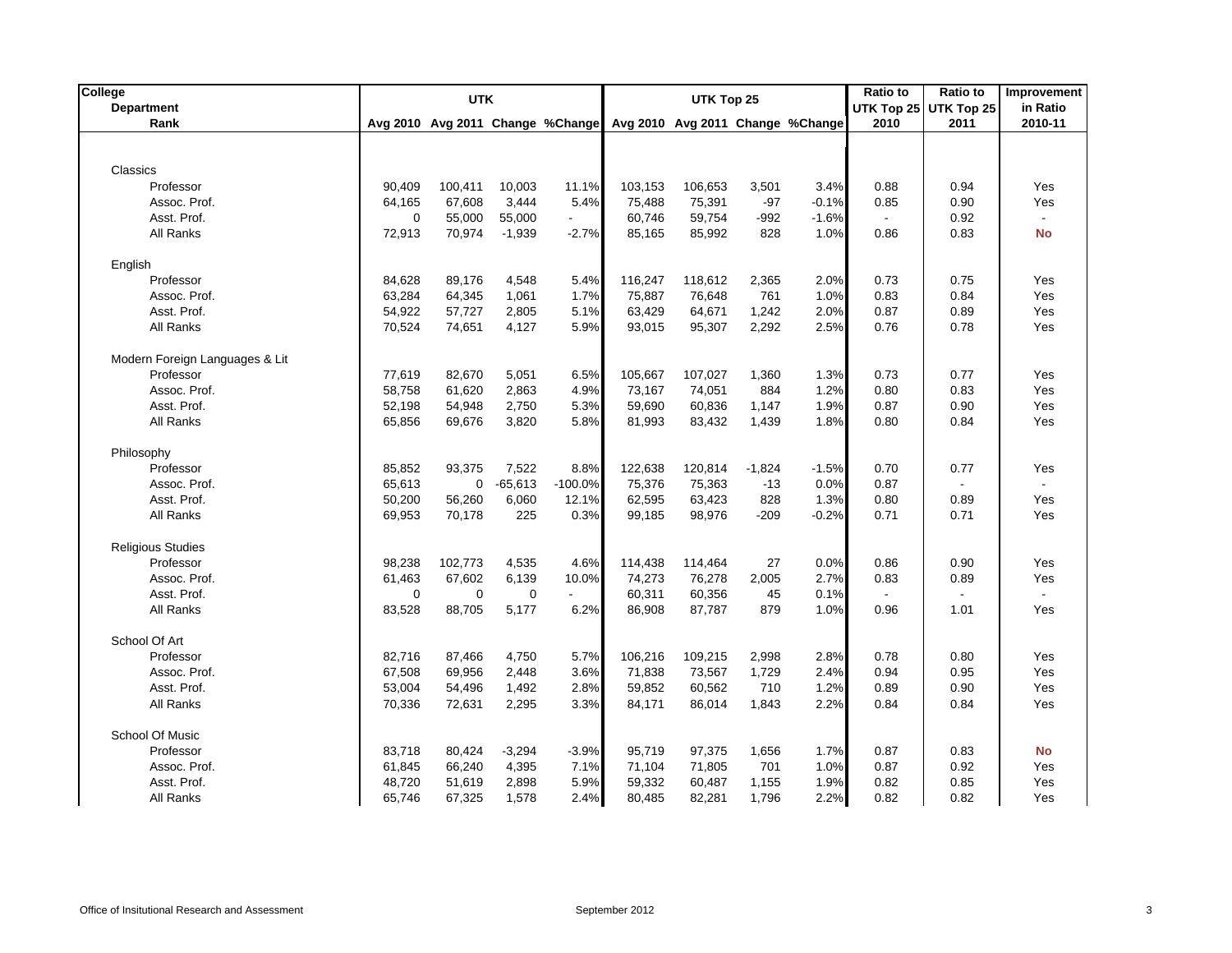| College<br>Department<br>Rank | UTK<br>Avg 2010 | <br>Avg 2011 | <br>Change | <br>%Change | UTK Top 25<br>Avg 2010 | <br>Avg 2011 | <br>Change | <br>%Change | Ratio to UTK Top 25<br>2010 | Ratio to UTK Top 25<br>2011 | Improvement in Ratio<br>2010-11 |
|---|---|---|---|---|---|---|---|---|---|---|---|
| Classics | | | | | | | | | | | |
| Professor | 90,409 | 100,411 | 10,003 | 11.1% | 103,153 | 106,653 | 3,501 | 3.4% | 0.88 | 0.94 | Yes |
| Assoc. Prof. | 64,165 | 67,608 | 3,444 | 5.4% | 75,488 | 75,391 | -97 | -0.1% | 0.85 | 0.90 | Yes |
| Asst. Prof. | 0 | 55,000 | 55,000 | - | 60,746 | 59,754 | -992 | -1.6% | - | 0.92 | - |
| All Ranks | 72,913 | 70,974 | -1,939 | -2.7% | 85,165 | 85,992 | 828 | 1.0% | 0.86 | 0.83 | **No** |
| English | | | | | | | | | | | |
| Professor | 84,628 | 89,176 | 4,548 | 5.4% | 116,247 | 118,612 | 2,365 | 2.0% | 0.73 | 0.75 | Yes |
| Assoc. Prof. | 63,284 | 64,345 | 1,061 | 1.7% | 75,887 | 76,648 | 761 | 1.0% | 0.83 | 0.84 | Yes |
| Asst. Prof. | 54,922 | 57,727 | 2,805 | 5.1% | 63,429 | 64,671 | 1,242 | 2.0% | 0.87 | 0.89 | Yes |
| All Ranks | 70,524 | 74,651 | 4,127 | 5.9% | 93,015 | 95,307 | 2,292 | 2.5% | 0.76 | 0.78 | Yes |
| Modern Foreign Languages & Lit | | | | | | | | | | | |
| Professor | 77,619 | 82,670 | 5,051 | 6.5% | 105,667 | 107,027 | 1,360 | 1.3% | 0.73 | 0.77 | Yes |
| Assoc. Prof. | 58,758 | 61,620 | 2,863 | 4.9% | 73,167 | 74,051 | 884 | 1.2% | 0.80 | 0.83 | Yes |
| Asst. Prof. | 52,198 | 54,948 | 2,750 | 5.3% | 59,690 | 60,836 | 1,147 | 1.9% | 0.87 | 0.90 | Yes |
| All Ranks | 65,856 | 69,676 | 3,820 | 5.8% | 81,993 | 83,432 | 1,439 | 1.8% | 0.80 | 0.84 | Yes |
| Philosophy | | | | | | | | | | | |
| Professor | 85,852 | 93,375 | 7,522 | 8.8% | 122,638 | 120,814 | -1,824 | -1.5% | 0.70 | 0.77 | Yes |
| Assoc. Prof. | 65,613 | 0 | -65,613 | -100.0% | 75,376 | 75,363 | -13 | 0.0% | 0.87 | - | - |
| Asst. Prof. | 50,200 | 56,260 | 6,060 | 12.1% | 62,595 | 63,423 | 828 | 1.3% | 0.80 | 0.89 | Yes |
| All Ranks | 69,953 | 70,178 | 225 | 0.3% | 99,185 | 98,976 | -209 | -0.2% | 0.71 | 0.71 | Yes |
| Religious Studies | | | | | | | | | | | |
| Professor | 98,238 | 102,773 | 4,535 | 4.6% | 114,438 | 114,464 | 27 | 0.0% | 0.86 | 0.90 | Yes |
| Assoc. Prof. | 61,463 | 67,602 | 6,139 | 10.0% | 74,273 | 76,278 | 2,005 | 2.7% | 0.83 | 0.89 | Yes |
| Asst. Prof. | 0 | 0 | 0 | - | 60,311 | 60,356 | 45 | 0.1% | - | - | - |
| All Ranks | 83,528 | 88,705 | 5,177 | 6.2% | 86,908 | 87,787 | 879 | 1.0% | 0.96 | 1.01 | Yes |
| School Of Art | | | | | | | | | | | |
| Professor | 82,716 | 87,466 | 4,750 | 5.7% | 106,216 | 109,215 | 2,998 | 2.8% | 0.78 | 0.80 | Yes |
| Assoc. Prof. | 67,508 | 69,956 | 2,448 | 3.6% | 71,838 | 73,567 | 1,729 | 2.4% | 0.94 | 0.95 | Yes |
| Asst. Prof. | 53,004 | 54,496 | 1,492 | 2.8% | 59,852 | 60,562 | 710 | 1.2% | 0.89 | 0.90 | Yes |
| All Ranks | 70,336 | 72,631 | 2,295 | 3.3% | 84,171 | 86,014 | 1,843 | 2.2% | 0.84 | 0.84 | Yes |
| School Of Music | | | | | | | | | | | |
| Professor | 83,718 | 80,424 | -3,294 | -3.9% | 95,719 | 97,375 | 1,656 | 1.7% | 0.87 | 0.83 | **No** |
| Assoc. Prof. | 61,845 | 66,240 | 4,395 | 7.1% | 71,104 | 71,805 | 701 | 1.0% | 0.87 | 0.92 | Yes |
| Asst. Prof. | 48,720 | 51,619 | 2,898 | 5.9% | 59,332 | 60,487 | 1,155 | 1.9% | 0.82 | 0.85 | Yes |
| All Ranks | 65,746 | 67,325 | 1,578 | 2.4% | 80,485 | 82,281 | 1,796 | 2.2% | 0.82 | 0.82 | Yes |

Office of Insitutional Research and Assessment September 2012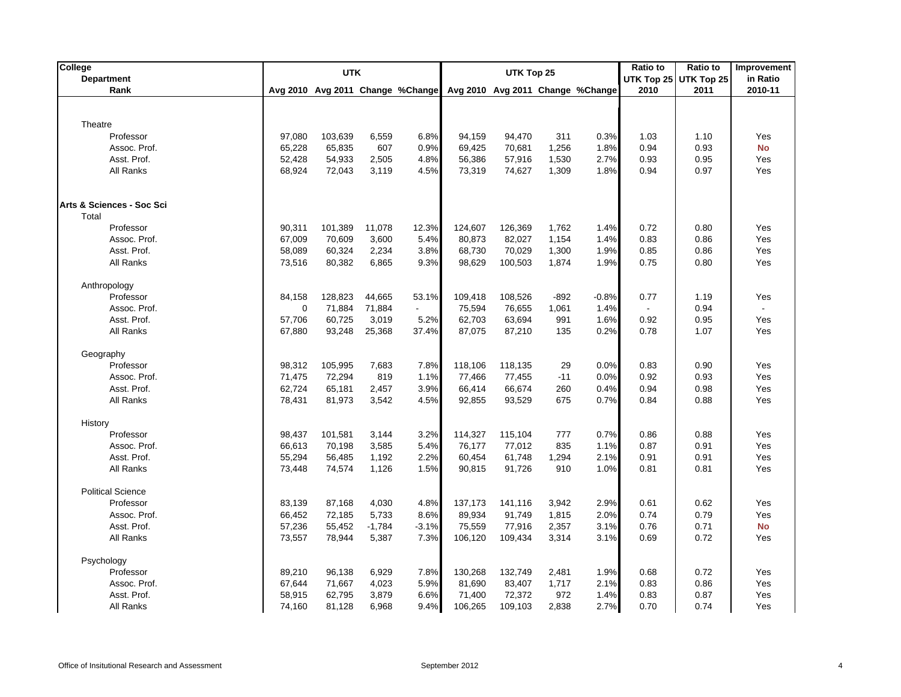| College<br>Department<br>Rank | UTK | | | | UTK Top 25 | | | | Ratio to UTK Top 25 | Ratio to UTK Top 25 | Improvement in Ratio |
|---|---|---|---|---|---|---|---|---|---|---|---|
| | Avg 2010 | Avg 2011 | Change | %Change | Avg 2010 | Avg 2011 | Change | %Change | 2010 | 2011 | 2010-11 |
| Theatre | | | | | | | | | | | |
| Professor | 97,080 | 103,639 | 6,559 | 6.8% | 94,159 | 94,470 | 311 | 0.3% | 1.03 | 1.10 | Yes |
| Assoc. Prof. | 65,228 | 65,835 | 607 | 0.9% | 69,425 | 70,681 | 1,256 | 1.8% | 0.94 | 0.93 | **No** |
| Asst. Prof. | 52,428 | 54,933 | 2,505 | 4.8% | 56,386 | 57,916 | 1,530 | 2.7% | 0.93 | 0.95 | Yes |
| All Ranks | 68,924 | 72,043 | 3,119 | 4.5% | 73,319 | 74,627 | 1,309 | 1.8% | 0.94 | 0.97 | Yes |
| **Arts & Sciences - Soc Sci** | | | | | | | | | | | |
| Total | | | | | | | | | | | |
| Professor | 90,311 | 101,389 | 11,078 | 12.3% | 124,607 | 126,369 | 1,762 | 1.4% | 0.72 | 0.80 | Yes |
| Assoc. Prof. | 67,009 | 70,609 | 3,600 | 5.4% | 80,873 | 82,027 | 1,154 | 1.4% | 0.83 | 0.86 | Yes |
| Asst. Prof. | 58,089 | 60,324 | 2,234 | 3.8% | 68,730 | 70,029 | 1,300 | 1.9% | 0.85 | 0.86 | Yes |
| All Ranks | 73,516 | 80,382 | 6,865 | 9.3% | 98,629 | 100,503 | 1,874 | 1.9% | 0.75 | 0.80 | Yes |
| Anthropology | | | | | | | | | | | |
| Professor | 84,158 | 128,823 | 44,665 | 53.1% | 109,418 | 108,526 | -892 | -0.8% | 0.77 | 1.19 | Yes |
| Assoc. Prof. | 0 | 71,884 | 71,884 | - | 75,594 | 76,655 | 1,061 | 1.4% | - | 0.94 | - |
| Asst. Prof. | 57,706 | 60,725 | 3,019 | 5.2% | 62,703 | 63,694 | 991 | 1.6% | 0.92 | 0.95 | Yes |
| All Ranks | 67,880 | 93,248 | 25,368 | 37.4% | 87,075 | 87,210 | 135 | 0.2% | 0.78 | 1.07 | Yes |
| Geography | | | | | | | | | | | |
| Professor | 98,312 | 105,995 | 7,683 | 7.8% | 118,106 | 118,135 | 29 | 0.0% | 0.83 | 0.90 | Yes |
| Assoc. Prof. | 71,475 | 72,294 | 819 | 1.1% | 77,466 | 77,455 | -11 | 0.0% | 0.92 | 0.93 | Yes |
| Asst. Prof. | 62,724 | 65,181 | 2,457 | 3.9% | 66,414 | 66,674 | 260 | 0.4% | 0.94 | 0.98 | Yes |
| All Ranks | 78,431 | 81,973 | 3,542 | 4.5% | 92,855 | 93,529 | 675 | 0.7% | 0.84 | 0.88 | Yes |
| History | | | | | | | | | | | |
| Professor | 98,437 | 101,581 | 3,144 | 3.2% | 114,327 | 115,104 | 777 | 0.7% | 0.86 | 0.88 | Yes |
| Assoc. Prof. | 66,613 | 70,198 | 3,585 | 5.4% | 76,177 | 77,012 | 835 | 1.1% | 0.87 | 0.91 | Yes |
| Asst. Prof. | 55,294 | 56,485 | 1,192 | 2.2% | 60,454 | 61,748 | 1,294 | 2.1% | 0.91 | 0.91 | Yes |
| All Ranks | 73,448 | 74,574 | 1,126 | 1.5% | 90,815 | 91,726 | 910 | 1.0% | 0.81 | 0.81 | Yes |
| Political Science | | | | | | | | | | | |
| Professor | 83,139 | 87,168 | 4,030 | 4.8% | 137,173 | 141,116 | 3,942 | 2.9% | 0.61 | 0.62 | Yes |
| Assoc. Prof. | 66,452 | 72,185 | 5,733 | 8.6% | 89,934 | 91,749 | 1,815 | 2.0% | 0.74 | 0.79 | Yes |
| Asst. Prof. | 57,236 | 55,452 | -1,784 | -3.1% | 75,559 | 77,916 | 2,357 | 3.1% | 0.76 | 0.71 | **No** |
| All Ranks | 73,557 | 78,944 | 5,387 | 7.3% | 106,120 | 109,434 | 3,314 | 3.1% | 0.69 | 0.72 | Yes |
| Psychology | | | | | | | | | | | |
| Professor | 89,210 | 96,138 | 6,929 | 7.8% | 130,268 | 132,749 | 2,481 | 1.9% | 0.68 | 0.72 | Yes |
| Assoc. Prof. | 67,644 | 71,667 | 4,023 | 5.9% | 81,690 | 83,407 | 1,717 | 2.1% | 0.83 | 0.86 | Yes |
| Asst. Prof. | 58,915 | 62,795 | 3,879 | 6.6% | 71,400 | 72,372 | 972 | 1.4% | 0.83 | 0.87 | Yes |
| All Ranks | 74,160 | 81,128 | 6,968 | 9.4% | 106,265 | 109,103 | 2,838 | 2.7% | 0.70 | 0.74 | Yes |

Office of Insitutional Research and Assessment — September 2012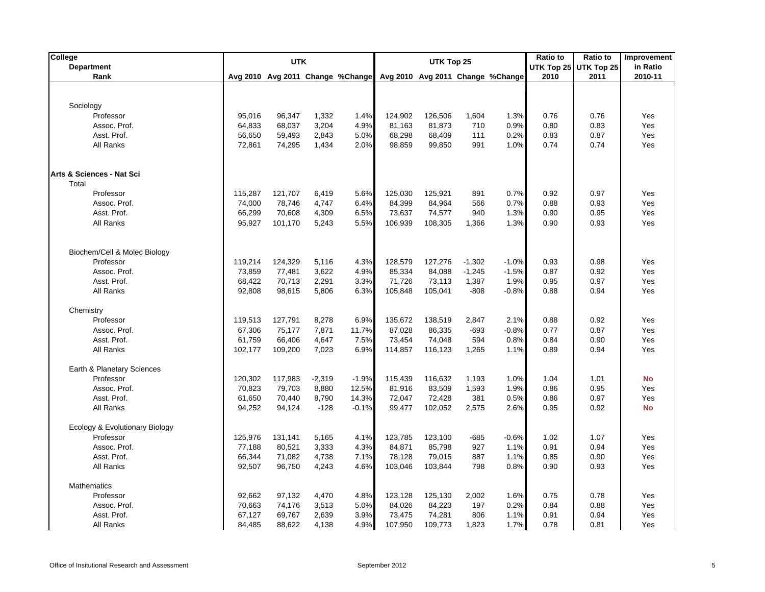| College<br>Department<br>Rank | UTK | | | | UTK Top 25 | | | | Ratio to UTK Top 25 | Ratio to UTK Top 25 | Improvement in Ratio |
|---|---|---|---|---|---|---|---|---|---|---|---|
| | Avg 2010 | Avg 2011 | Change | %Change | Avg 2010 | Avg 2011 | Change | %Change | 2010 | 2011 | 2010-11 |
| Sociology | | | | | | | | | | | |
| Professor | 95,016 | 96,347 | 1,332 | 1.4% | 124,902 | 126,506 | 1,604 | 1.3% | 0.76 | 0.76 | Yes |
| Assoc. Prof. | 64,833 | 68,037 | 3,204 | 4.9% | 81,163 | 81,873 | 710 | 0.9% | 0.80 | 0.83 | Yes |
| Asst. Prof. | 56,650 | 59,493 | 2,843 | 5.0% | 68,298 | 68,409 | 111 | 0.2% | 0.83 | 0.87 | Yes |
| All Ranks | 72,861 | 74,295 | 1,434 | 2.0% | 98,859 | 99,850 | 991 | 1.0% | 0.74 | 0.74 | Yes |
| **Arts & Sciences - Nat Sci** | | | | | | | | | | | |
| Total | | | | | | | | | | | |
| Professor | 115,287 | 121,707 | 6,419 | 5.6% | 125,030 | 125,921 | 891 | 0.7% | 0.92 | 0.97 | Yes |
| Assoc. Prof. | 74,000 | 78,746 | 4,747 | 6.4% | 84,399 | 84,964 | 566 | 0.7% | 0.88 | 0.93 | Yes |
| Asst. Prof. | 66,299 | 70,608 | 4,309 | 6.5% | 73,637 | 74,577 | 940 | 1.3% | 0.90 | 0.95 | Yes |
| All Ranks | 95,927 | 101,170 | 5,243 | 5.5% | 106,939 | 108,305 | 1,366 | 1.3% | 0.90 | 0.93 | Yes |
| Biochem/Cell & Molec Biology | | | | | | | | | | | |
| Professor | 119,214 | 124,329 | 5,116 | 4.3% | 128,579 | 127,276 | -1,302 | -1.0% | 0.93 | 0.98 | Yes |
| Assoc. Prof. | 73,859 | 77,481 | 3,622 | 4.9% | 85,334 | 84,088 | -1,245 | -1.5% | 0.87 | 0.92 | Yes |
| Asst. Prof. | 68,422 | 70,713 | 2,291 | 3.3% | 71,726 | 73,113 | 1,387 | 1.9% | 0.95 | 0.97 | Yes |
| All Ranks | 92,808 | 98,615 | 5,806 | 6.3% | 105,848 | 105,041 | -808 | -0.8% | 0.88 | 0.94 | Yes |
| Chemistry | | | | | | | | | | | |
| Professor | 119,513 | 127,791 | 8,278 | 6.9% | 135,672 | 138,519 | 2,847 | 2.1% | 0.88 | 0.92 | Yes |
| Assoc. Prof. | 67,306 | 75,177 | 7,871 | 11.7% | 87,028 | 86,335 | -693 | -0.8% | 0.77 | 0.87 | Yes |
| Asst. Prof. | 61,759 | 66,406 | 4,647 | 7.5% | 73,454 | 74,048 | 594 | 0.8% | 0.84 | 0.90 | Yes |
| All Ranks | 102,177 | 109,200 | 7,023 | 6.9% | 114,857 | 116,123 | 1,265 | 1.1% | 0.89 | 0.94 | Yes |
| Earth & Planetary Sciences | | | | | | | | | | | |
| Professor | 120,302 | 117,983 | -2,319 | -1.9% | 115,439 | 116,632 | 1,193 | 1.0% | 1.04 | 1.01 | **No** |
| Assoc. Prof. | 70,823 | 79,703 | 8,880 | 12.5% | 81,916 | 83,509 | 1,593 | 1.9% | 0.86 | 0.95 | Yes |
| Asst. Prof. | 61,650 | 70,440 | 8,790 | 14.3% | 72,047 | 72,428 | 381 | 0.5% | 0.86 | 0.97 | Yes |
| All Ranks | 94,252 | 94,124 | -128 | -0.1% | 99,477 | 102,052 | 2,575 | 2.6% | 0.95 | 0.92 | **No** |
| Ecology & Evolutionary Biology | | | | | | | | | | | |
| Professor | 125,976 | 131,141 | 5,165 | 4.1% | 123,785 | 123,100 | -685 | -0.6% | 1.02 | 1.07 | Yes |
| Assoc. Prof. | 77,188 | 80,521 | 3,333 | 4.3% | 84,871 | 85,798 | 927 | 1.1% | 0.91 | 0.94 | Yes |
| Asst. Prof. | 66,344 | 71,082 | 4,738 | 7.1% | 78,128 | 79,015 | 887 | 1.1% | 0.85 | 0.90 | Yes |
| All Ranks | 92,507 | 96,750 | 4,243 | 4.6% | 103,046 | 103,844 | 798 | 0.8% | 0.90 | 0.93 | Yes |
| Mathematics | | | | | | | | | | | |
| Professor | 92,662 | 97,132 | 4,470 | 4.8% | 123,128 | 125,130 | 2,002 | 1.6% | 0.75 | 0.78 | Yes |
| Assoc. Prof. | 70,663 | 74,176 | 3,513 | 5.0% | 84,026 | 84,223 | 197 | 0.2% | 0.84 | 0.88 | Yes |
| Asst. Prof. | 67,127 | 69,767 | 2,639 | 3.9% | 73,475 | 74,281 | 806 | 1.1% | 0.91 | 0.94 | Yes |
| All Ranks | 84,485 | 88,622 | 4,138 | 4.9% | 107,950 | 109,773 | 1,823 | 1.7% | 0.78 | 0.81 | Yes |

Office of Insitutional Research and Assessment September 2012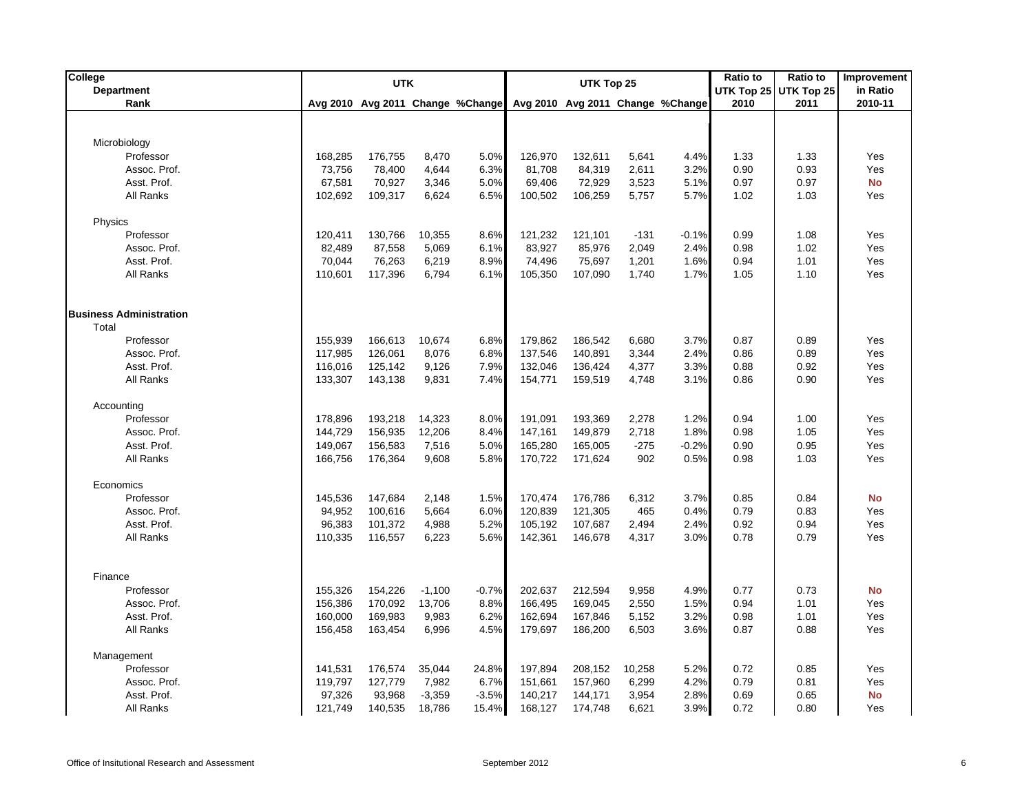| College<br>Department<br>Rank | UTK<br>Avg 2010 | <br>Avg 2011 | <br>Change | <br>%Change | UTK Top 25<br>Avg 2010 | <br>Avg 2011 | <br>Change | <br>%Change | Ratio to UTK Top 25<br>2010 | Ratio to UTK Top 25<br>2011 | Improvement in Ratio<br>2010-11 |
|---|---|---|---|---|---|---|---|---|---|---|---|
| Microbiology | | | | | | | | | | | |
| Professor | 168,285 | 176,755 | 8,470 | 5.0% | 126,970 | 132,611 | 5,641 | 4.4% | 1.33 | 1.33 | Yes |
| Assoc. Prof. | 73,756 | 78,400 | 4,644 | 6.3% | 81,708 | 84,319 | 2,611 | 3.2% | 0.90 | 0.93 | Yes |
| Asst. Prof. | 67,581 | 70,927 | 3,346 | 5.0% | 69,406 | 72,929 | 3,523 | 5.1% | 0.97 | 0.97 | **No** |
| All Ranks | 102,692 | 109,317 | 6,624 | 6.5% | 100,502 | 106,259 | 5,757 | 5.7% | 1.02 | 1.03 | Yes |
| Physics | | | | | | | | | | | |
| Professor | 120,411 | 130,766 | 10,355 | 8.6% | 121,232 | 121,101 | -131 | -0.1% | 0.99 | 1.08 | Yes |
| Assoc. Prof. | 82,489 | 87,558 | 5,069 | 6.1% | 83,927 | 85,976 | 2,049 | 2.4% | 0.98 | 1.02 | Yes |
| Asst. Prof. | 70,044 | 76,263 | 6,219 | 8.9% | 74,496 | 75,697 | 1,201 | 1.6% | 0.94 | 1.01 | Yes |
| All Ranks | 110,601 | 117,396 | 6,794 | 6.1% | 105,350 | 107,090 | 1,740 | 1.7% | 1.05 | 1.10 | Yes |
| **Business Administration** | | | | | | | | | | | |
| Total | | | | | | | | | | | |
| Professor | 155,939 | 166,613 | 10,674 | 6.8% | 179,862 | 186,542 | 6,680 | 3.7% | 0.87 | 0.89 | Yes |
| Assoc. Prof. | 117,985 | 126,061 | 8,076 | 6.8% | 137,546 | 140,891 | 3,344 | 2.4% | 0.86 | 0.89 | Yes |
| Asst. Prof. | 116,016 | 125,142 | 9,126 | 7.9% | 132,046 | 136,424 | 4,377 | 3.3% | 0.88 | 0.92 | Yes |
| All Ranks | 133,307 | 143,138 | 9,831 | 7.4% | 154,771 | 159,519 | 4,748 | 3.1% | 0.86 | 0.90 | Yes |
| Accounting | | | | | | | | | | | |
| Professor | 178,896 | 193,218 | 14,323 | 8.0% | 191,091 | 193,369 | 2,278 | 1.2% | 0.94 | 1.00 | Yes |
| Assoc. Prof. | 144,729 | 156,935 | 12,206 | 8.4% | 147,161 | 149,879 | 2,718 | 1.8% | 0.98 | 1.05 | Yes |
| Asst. Prof. | 149,067 | 156,583 | 7,516 | 5.0% | 165,280 | 165,005 | -275 | -0.2% | 0.90 | 0.95 | Yes |
| All Ranks | 166,756 | 176,364 | 9,608 | 5.8% | 170,722 | 171,624 | 902 | 0.5% | 0.98 | 1.03 | Yes |
| Economics | | | | | | | | | | | |
| Professor | 145,536 | 147,684 | 2,148 | 1.5% | 170,474 | 176,786 | 6,312 | 3.7% | 0.85 | 0.84 | **No** |
| Assoc. Prof. | 94,952 | 100,616 | 5,664 | 6.0% | 120,839 | 121,305 | 465 | 0.4% | 0.79 | 0.83 | Yes |
| Asst. Prof. | 96,383 | 101,372 | 4,988 | 5.2% | 105,192 | 107,687 | 2,494 | 2.4% | 0.92 | 0.94 | Yes |
| All Ranks | 110,335 | 116,557 | 6,223 | 5.6% | 142,361 | 146,678 | 4,317 | 3.0% | 0.78 | 0.79 | Yes |
| Finance | | | | | | | | | | | |
| Professor | 155,326 | 154,226 | -1,100 | -0.7% | 202,637 | 212,594 | 9,958 | 4.9% | 0.77 | 0.73 | **No** |
| Assoc. Prof. | 156,386 | 170,092 | 13,706 | 8.8% | 166,495 | 169,045 | 2,550 | 1.5% | 0.94 | 1.01 | Yes |
| Asst. Prof. | 160,000 | 169,983 | 9,983 | 6.2% | 162,694 | 167,846 | 5,152 | 3.2% | 0.98 | 1.01 | Yes |
| All Ranks | 156,458 | 163,454 | 6,996 | 4.5% | 179,697 | 186,200 | 6,503 | 3.6% | 0.87 | 0.88 | Yes |
| Management | | | | | | | | | | | |
| Professor | 141,531 | 176,574 | 35,044 | 24.8% | 197,894 | 208,152 | 10,258 | 5.2% | 0.72 | 0.85 | Yes |
| Assoc. Prof. | 119,797 | 127,779 | 7,982 | 6.7% | 151,661 | 157,960 | 6,299 | 4.2% | 0.79 | 0.81 | Yes |
| Asst. Prof. | 97,326 | 93,968 | -3,359 | -3.5% | 140,217 | 144,171 | 3,954 | 2.8% | 0.69 | 0.65 | **No** |
| All Ranks | 121,749 | 140,535 | 18,786 | 15.4% | 168,127 | 174,748 | 6,621 | 3.9% | 0.72 | 0.80 | Yes |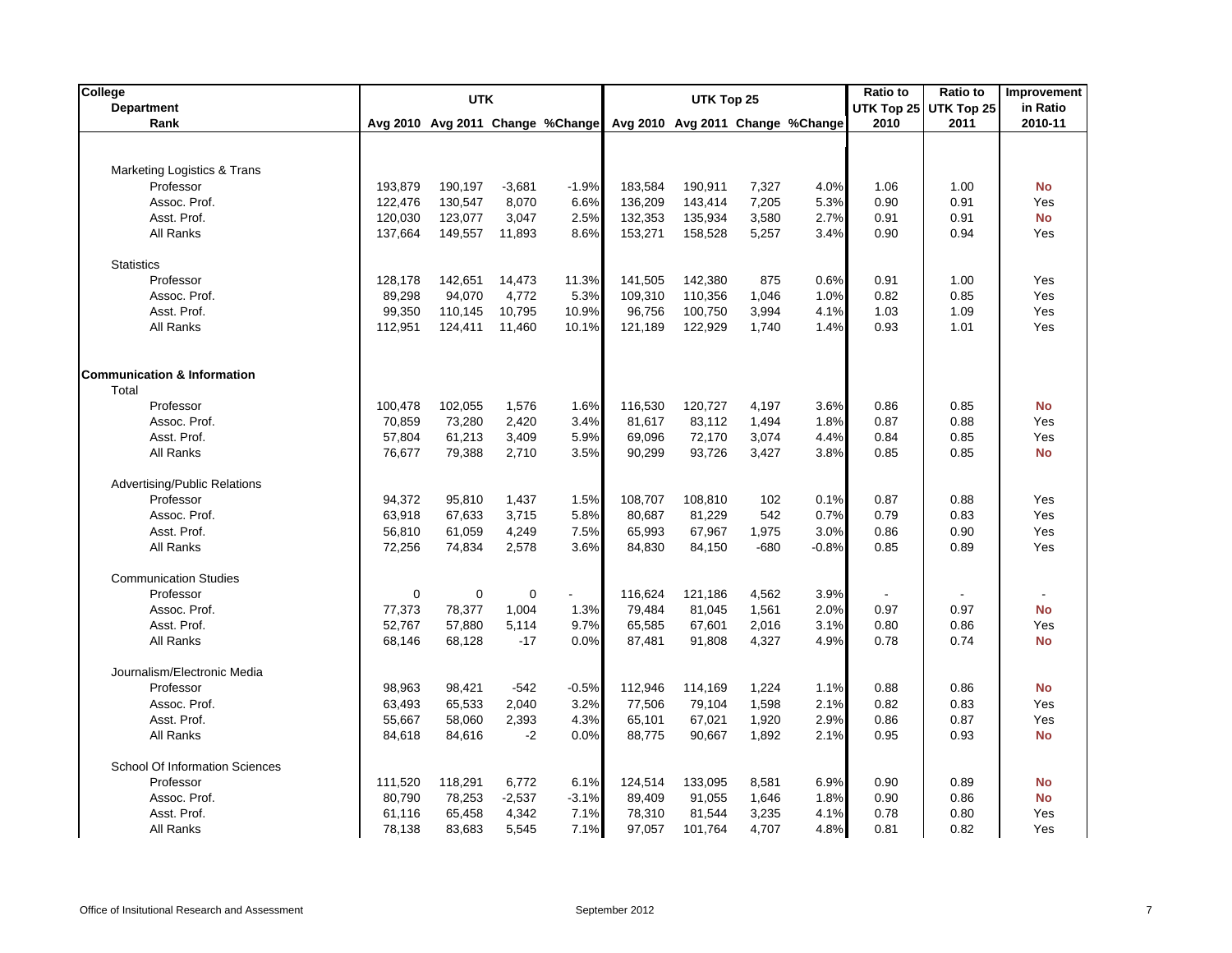| College<br>Department<br>Rank | UTK | | | | UTK Top 25 | | | | Ratio to UTK Top 25 | Ratio to UTK Top 25 | Improvement in Ratio |
|---|---|---|---|---|---|---|---|---|---|---|---|
| | Avg 2010 | Avg 2011 | Change | %Change | Avg 2010 | Avg 2011 | Change | %Change | 2010 | 2011 | 2010-11 |
| Marketing Logistics & Trans | | | | | | | | | | | |
| Professor | 193,879 | 190,197 | -3,681 | -1.9% | 183,584 | 190,911 | 7,327 | 4.0% | 1.06 | 1.00 | **No** |
| Assoc. Prof. | 122,476 | 130,547 | 8,070 | 6.6% | 136,209 | 143,414 | 7,205 | 5.3% | 0.90 | 0.91 | Yes |
| Asst. Prof. | 120,030 | 123,077 | 3,047 | 2.5% | 132,353 | 135,934 | 3,580 | 2.7% | 0.91 | 0.91 | **No** |
| All Ranks | 137,664 | 149,557 | 11,893 | 8.6% | 153,271 | 158,528 | 5,257 | 3.4% | 0.90 | 0.94 | Yes |
| Statistics | | | | | | | | | | | |
| Professor | 128,178 | 142,651 | 14,473 | 11.3% | 141,505 | 142,380 | 875 | 0.6% | 0.91 | 1.00 | Yes |
| Assoc. Prof. | 89,298 | 94,070 | 4,772 | 5.3% | 109,310 | 110,356 | 1,046 | 1.0% | 0.82 | 0.85 | Yes |
| Asst. Prof. | 99,350 | 110,145 | 10,795 | 10.9% | 96,756 | 100,750 | 3,994 | 4.1% | 1.03 | 1.09 | Yes |
| All Ranks | 112,951 | 124,411 | 11,460 | 10.1% | 121,189 | 122,929 | 1,740 | 1.4% | 0.93 | 1.01 | Yes |
| **Communication & Information** | | | | | | | | | | | |
| Total | | | | | | | | | | | |
| Professor | 100,478 | 102,055 | 1,576 | 1.6% | 116,530 | 120,727 | 4,197 | 3.6% | 0.86 | 0.85 | **No** |
| Assoc. Prof. | 70,859 | 73,280 | 2,420 | 3.4% | 81,617 | 83,112 | 1,494 | 1.8% | 0.87 | 0.88 | Yes |
| Asst. Prof. | 57,804 | 61,213 | 3,409 | 5.9% | 69,096 | 72,170 | 3,074 | 4.4% | 0.84 | 0.85 | Yes |
| All Ranks | 76,677 | 79,388 | 2,710 | 3.5% | 90,299 | 93,726 | 3,427 | 3.8% | 0.85 | 0.85 | **No** |
| Advertising/Public Relations | | | | | | | | | | | |
| Professor | 94,372 | 95,810 | 1,437 | 1.5% | 108,707 | 108,810 | 102 | 0.1% | 0.87 | 0.88 | Yes |
| Assoc. Prof. | 63,918 | 67,633 | 3,715 | 5.8% | 80,687 | 81,229 | 542 | 0.7% | 0.79 | 0.83 | Yes |
| Asst. Prof. | 56,810 | 61,059 | 4,249 | 7.5% | 65,993 | 67,967 | 1,975 | 3.0% | 0.86 | 0.90 | Yes |
| All Ranks | 72,256 | 74,834 | 2,578 | 3.6% | 84,830 | 84,150 | -680 | -0.8% | 0.85 | 0.89 | Yes |
| Communication Studies | | | | | | | | | | | |
| Professor | 0 | 0 | 0 | - | 116,624 | 121,186 | 4,562 | 3.9% | - | - | - |
| Assoc. Prof. | 77,373 | 78,377 | 1,004 | 1.3% | 79,484 | 81,045 | 1,561 | 2.0% | 0.97 | 0.97 | **No** |
| Asst. Prof. | 52,767 | 57,880 | 5,114 | 9.7% | 65,585 | 67,601 | 2,016 | 3.1% | 0.80 | 0.86 | Yes |
| All Ranks | 68,146 | 68,128 | -17 | 0.0% | 87,481 | 91,808 | 4,327 | 4.9% | 0.78 | 0.74 | **No** |
| Journalism/Electronic Media | | | | | | | | | | | |
| Professor | 98,963 | 98,421 | -542 | -0.5% | 112,946 | 114,169 | 1,224 | 1.1% | 0.88 | 0.86 | **No** |
| Assoc. Prof. | 63,493 | 65,533 | 2,040 | 3.2% | 77,506 | 79,104 | 1,598 | 2.1% | 0.82 | 0.83 | Yes |
| Asst. Prof. | 55,667 | 58,060 | 2,393 | 4.3% | 65,101 | 67,021 | 1,920 | 2.9% | 0.86 | 0.87 | Yes |
| All Ranks | 84,618 | 84,616 | -2 | 0.0% | 88,775 | 90,667 | 1,892 | 2.1% | 0.95 | 0.93 | **No** |
| School Of Information Sciences | | | | | | | | | | | |
| Professor | 111,520 | 118,291 | 6,772 | 6.1% | 124,514 | 133,095 | 8,581 | 6.9% | 0.90 | 0.89 | **No** |
| Assoc. Prof. | 80,790 | 78,253 | -2,537 | -3.1% | 89,409 | 91,055 | 1,646 | 1.8% | 0.90 | 0.86 | **No** |
| Asst. Prof. | 61,116 | 65,458 | 4,342 | 7.1% | 78,310 | 81,544 | 3,235 | 4.1% | 0.78 | 0.80 | Yes |
| All Ranks | 78,138 | 83,683 | 5,545 | 7.1% | 97,057 | 101,764 | 4,707 | 4.8% | 0.81 | 0.82 | Yes |

Office of Insitutional Research and Assessment — September 2012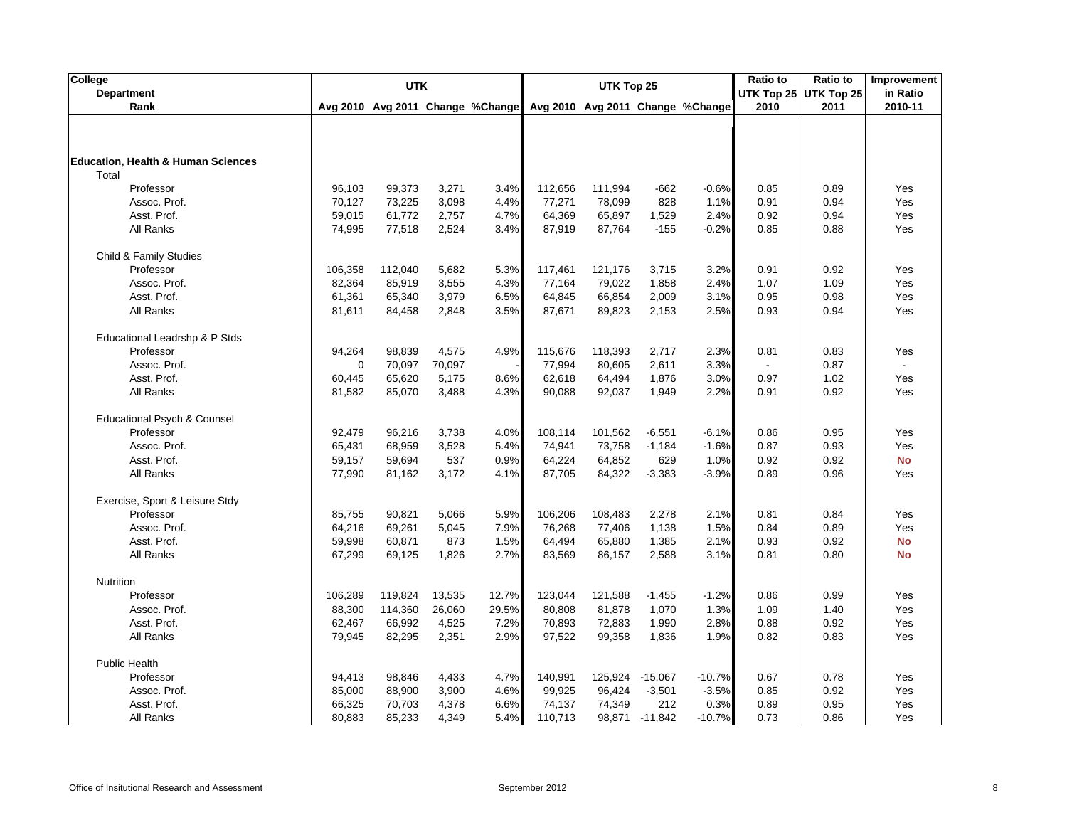| College / Department / Rank | UTK | | | | UTK Top 25 | | | | Ratio to UTK Top 25 | Ratio to UTK Top 25 | Improvement in Ratio |
|---|---|---|---|---|---|---|---|---|---|---|---|
| | Avg 2010 | Avg 2011 | Change | %Change | Avg 2010 | Avg 2011 | Change | %Change | 2010 | 2011 | 2010-11 |
| **Education, Health & Human Sciences** | | | | | | | | | | | |
| Total | | | | | | | | | | | |
| Professor | 96,103 | 99,373 | 3,271 | 3.4% | 112,656 | 111,994 | -662 | -0.6% | 0.85 | 0.89 | Yes |
| Assoc. Prof. | 70,127 | 73,225 | 3,098 | 4.4% | 77,271 | 78,099 | 828 | 1.1% | 0.91 | 0.94 | Yes |
| Asst. Prof. | 59,015 | 61,772 | 2,757 | 4.7% | 64,369 | 65,897 | 1,529 | 2.4% | 0.92 | 0.94 | Yes |
| All Ranks | 74,995 | 77,518 | 2,524 | 3.4% | 87,919 | 87,764 | -155 | -0.2% | 0.85 | 0.88 | Yes |
| Child & Family Studies | | | | | | | | | | | |
| Professor | 106,358 | 112,040 | 5,682 | 5.3% | 117,461 | 121,176 | 3,715 | 3.2% | 0.91 | 0.92 | Yes |
| Assoc. Prof. | 82,364 | 85,919 | 3,555 | 4.3% | 77,164 | 79,022 | 1,858 | 2.4% | 1.07 | 1.09 | Yes |
| Asst. Prof. | 61,361 | 65,340 | 3,979 | 6.5% | 64,845 | 66,854 | 2,009 | 3.1% | 0.95 | 0.98 | Yes |
| All Ranks | 81,611 | 84,458 | 2,848 | 3.5% | 87,671 | 89,823 | 2,153 | 2.5% | 0.93 | 0.94 | Yes |
| Educational Leadrshp & P Stds | | | | | | | | | | | |
| Professor | 94,264 | 98,839 | 4,575 | 4.9% | 115,676 | 118,393 | 2,717 | 2.3% | 0.81 | 0.83 | Yes |
| Assoc. Prof. | 0 | 70,097 | 70,097 | - | 77,994 | 80,605 | 2,611 | 3.3% | - | 0.87 | - |
| Asst. Prof. | 60,445 | 65,620 | 5,175 | 8.6% | 62,618 | 64,494 | 1,876 | 3.0% | 0.97 | 1.02 | Yes |
| All Ranks | 81,582 | 85,070 | 3,488 | 4.3% | 90,088 | 92,037 | 1,949 | 2.2% | 0.91 | 0.92 | Yes |
| Educational Psych & Counsel | | | | | | | | | | | |
| Professor | 92,479 | 96,216 | 3,738 | 4.0% | 108,114 | 101,562 | -6,551 | -6.1% | 0.86 | 0.95 | Yes |
| Assoc. Prof. | 65,431 | 68,959 | 3,528 | 5.4% | 74,941 | 73,758 | -1,184 | -1.6% | 0.87 | 0.93 | Yes |
| Asst. Prof. | 59,157 | 59,694 | 537 | 0.9% | 64,224 | 64,852 | 629 | 1.0% | 0.92 | 0.92 | **No** |
| All Ranks | 77,990 | 81,162 | 3,172 | 4.1% | 87,705 | 84,322 | -3,383 | -3.9% | 0.89 | 0.96 | Yes |
| Exercise, Sport & Leisure Stdy | | | | | | | | | | | |
| Professor | 85,755 | 90,821 | 5,066 | 5.9% | 106,206 | 108,483 | 2,278 | 2.1% | 0.81 | 0.84 | Yes |
| Assoc. Prof. | 64,216 | 69,261 | 5,045 | 7.9% | 76,268 | 77,406 | 1,138 | 1.5% | 0.84 | 0.89 | Yes |
| Asst. Prof. | 59,998 | 60,871 | 873 | 1.5% | 64,494 | 65,880 | 1,385 | 2.1% | 0.93 | 0.92 | **No** |
| All Ranks | 67,299 | 69,125 | 1,826 | 2.7% | 83,569 | 86,157 | 2,588 | 3.1% | 0.81 | 0.80 | **No** |
| Nutrition | | | | | | | | | | | |
| Professor | 106,289 | 119,824 | 13,535 | 12.7% | 123,044 | 121,588 | -1,455 | -1.2% | 0.86 | 0.99 | Yes |
| Assoc. Prof. | 88,300 | 114,360 | 26,060 | 29.5% | 80,808 | 81,878 | 1,070 | 1.3% | 1.09 | 1.40 | Yes |
| Asst. Prof. | 62,467 | 66,992 | 4,525 | 7.2% | 70,893 | 72,883 | 1,990 | 2.8% | 0.88 | 0.92 | Yes |
| All Ranks | 79,945 | 82,295 | 2,351 | 2.9% | 97,522 | 99,358 | 1,836 | 1.9% | 0.82 | 0.83 | Yes |
| Public Health | | | | | | | | | | | |
| Professor | 94,413 | 98,846 | 4,433 | 4.7% | 140,991 | 125,924 | -15,067 | -10.7% | 0.67 | 0.78 | Yes |
| Assoc. Prof. | 85,000 | 88,900 | 3,900 | 4.6% | 99,925 | 96,424 | -3,501 | -3.5% | 0.85 | 0.92 | Yes |
| Asst. Prof. | 66,325 | 70,703 | 4,378 | 6.6% | 74,137 | 74,349 | 212 | 0.3% | 0.89 | 0.95 | Yes |
| All Ranks | 80,883 | 85,233 | 4,349 | 5.4% | 110,713 | 98,871 | -11,842 | -10.7% | 0.73 | 0.86 | Yes |

Office of Insitutional Research and Assessment — September 2012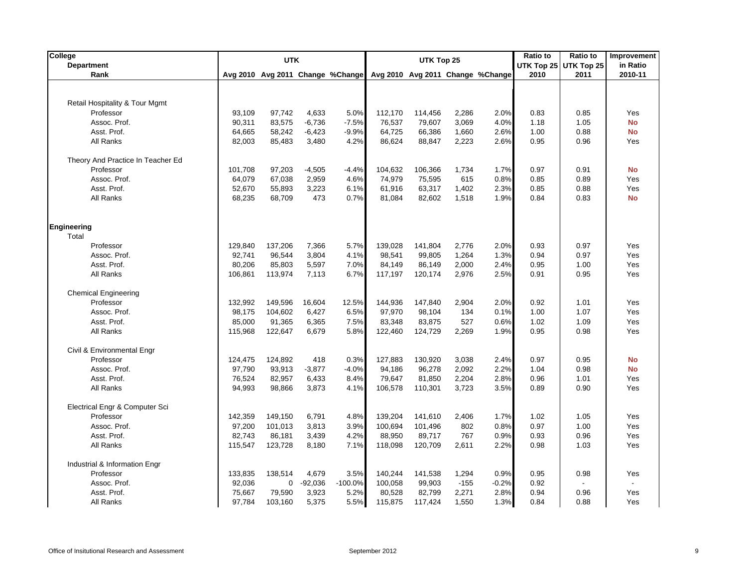| College / Department / Rank | UTK | | | | UTK Top 25 | | | | Ratio to UTK Top 25 | Ratio to UTK Top 25 | Improvement in Ratio |
|---|---|---|---|---|---|---|---|---|---|---|---|
| | Avg 2010 | Avg 2011 | Change | %Change | Avg 2010 | Avg 2011 | Change | %Change | 2010 | 2011 | 2010-11 |
| Retail Hospitality & Tour Mgmt | | | | | | | | | | | |
| Professor | 93,109 | 97,742 | 4,633 | 5.0% | 112,170 | 114,456 | 2,286 | 2.0% | 0.83 | 0.85 | Yes |
| Assoc. Prof. | 90,311 | 83,575 | -6,736 | -7.5% | 76,537 | 79,607 | 3,069 | 4.0% | 1.18 | 1.05 | **No** |
| Asst. Prof. | 64,665 | 58,242 | -6,423 | -9.9% | 64,725 | 66,386 | 1,660 | 2.6% | 1.00 | 0.88 | **No** |
| All Ranks | 82,003 | 85,483 | 3,480 | 4.2% | 86,624 | 88,847 | 2,223 | 2.6% | 0.95 | 0.96 | Yes |
| Theory And Practice In Teacher Ed | | | | | | | | | | | |
| Professor | 101,708 | 97,203 | -4,505 | -4.4% | 104,632 | 106,366 | 1,734 | 1.7% | 0.97 | 0.91 | **No** |
| Assoc. Prof. | 64,079 | 67,038 | 2,959 | 4.6% | 74,979 | 75,595 | 615 | 0.8% | 0.85 | 0.89 | Yes |
| Asst. Prof. | 52,670 | 55,893 | 3,223 | 6.1% | 61,916 | 63,317 | 1,402 | 2.3% | 0.85 | 0.88 | Yes |
| All Ranks | 68,235 | 68,709 | 473 | 0.7% | 81,084 | 82,602 | 1,518 | 1.9% | 0.84 | 0.83 | **No** |
| **Engineering** | | | | | | | | | | | |
| Total | | | | | | | | | | | |
| Professor | 129,840 | 137,206 | 7,366 | 5.7% | 139,028 | 141,804 | 2,776 | 2.0% | 0.93 | 0.97 | Yes |
| Assoc. Prof. | 92,741 | 96,544 | 3,804 | 4.1% | 98,541 | 99,805 | 1,264 | 1.3% | 0.94 | 0.97 | Yes |
| Asst. Prof. | 80,206 | 85,803 | 5,597 | 7.0% | 84,149 | 86,149 | 2,000 | 2.4% | 0.95 | 1.00 | Yes |
| All Ranks | 106,861 | 113,974 | 7,113 | 6.7% | 117,197 | 120,174 | 2,976 | 2.5% | 0.91 | 0.95 | Yes |
| Chemical Engineering | | | | | | | | | | | |
| Professor | 132,992 | 149,596 | 16,604 | 12.5% | 144,936 | 147,840 | 2,904 | 2.0% | 0.92 | 1.01 | Yes |
| Assoc. Prof. | 98,175 | 104,602 | 6,427 | 6.5% | 97,970 | 98,104 | 134 | 0.1% | 1.00 | 1.07 | Yes |
| Asst. Prof. | 85,000 | 91,365 | 6,365 | 7.5% | 83,348 | 83,875 | 527 | 0.6% | 1.02 | 1.09 | Yes |
| All Ranks | 115,968 | 122,647 | 6,679 | 5.8% | 122,460 | 124,729 | 2,269 | 1.9% | 0.95 | 0.98 | Yes |
| Civil & Environmental Engr | | | | | | | | | | | |
| Professor | 124,475 | 124,892 | 418 | 0.3% | 127,883 | 130,920 | 3,038 | 2.4% | 0.97 | 0.95 | **No** |
| Assoc. Prof. | 97,790 | 93,913 | -3,877 | -4.0% | 94,186 | 96,278 | 2,092 | 2.2% | 1.04 | 0.98 | **No** |
| Asst. Prof. | 76,524 | 82,957 | 6,433 | 8.4% | 79,647 | 81,850 | 2,204 | 2.8% | 0.96 | 1.01 | Yes |
| All Ranks | 94,993 | 98,866 | 3,873 | 4.1% | 106,578 | 110,301 | 3,723 | 3.5% | 0.89 | 0.90 | Yes |
| Electrical Engr & Computer Sci | | | | | | | | | | | |
| Professor | 142,359 | 149,150 | 6,791 | 4.8% | 139,204 | 141,610 | 2,406 | 1.7% | 1.02 | 1.05 | Yes |
| Assoc. Prof. | 97,200 | 101,013 | 3,813 | 3.9% | 100,694 | 101,496 | 802 | 0.8% | 0.97 | 1.00 | Yes |
| Asst. Prof. | 82,743 | 86,181 | 3,439 | 4.2% | 88,950 | 89,717 | 767 | 0.9% | 0.93 | 0.96 | Yes |
| All Ranks | 115,547 | 123,728 | 8,180 | 7.1% | 118,098 | 120,709 | 2,611 | 2.2% | 0.98 | 1.03 | Yes |
| Industrial & Information Engr | | | | | | | | | | | |
| Professor | 133,835 | 138,514 | 4,679 | 3.5% | 140,244 | 141,538 | 1,294 | 0.9% | 0.95 | 0.98 | Yes |
| Assoc. Prof. | 92,036 | 0 | -92,036 | -100.0% | 100,058 | 99,903 | -155 | -0.2% | 0.92 | - | - |
| Asst. Prof. | 75,667 | 79,590 | 3,923 | 5.2% | 80,528 | 82,799 | 2,271 | 2.8% | 0.94 | 0.96 | Yes |
| All Ranks | 97,784 | 103,160 | 5,375 | 5.5% | 115,875 | 117,424 | 1,550 | 1.3% | 0.84 | 0.88 | Yes |

Office of Insitutional Research and Assessment September 2012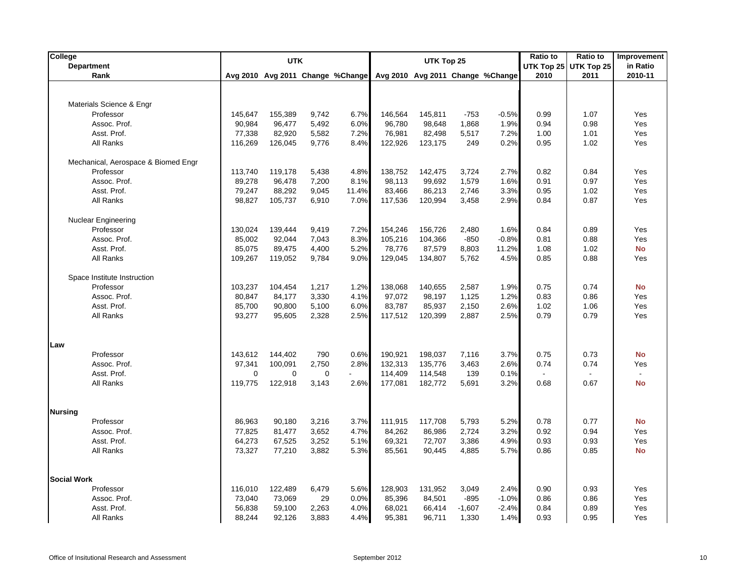| College<br>Department<br>Rank | UTK | | | | UTK Top 25 | | | | Ratio to UTK Top 25 2010 | Ratio to UTK Top 25 2011 | Improvement in Ratio 2010-11 |
|---|---|---|---|---|---|---|---|---|---|---|---|
| | Avg 2010 | Avg 2011 | Change | %Change | Avg 2010 | Avg 2011 | Change | %Change | | | |
| **Materials Science & Engr** | | | | | | | | | | | |
| Professor | 145,647 | 155,389 | 9,742 | 6.7% | 146,564 | 145,811 | -753 | -0.5% | 0.99 | 1.07 | Yes |
| Assoc. Prof. | 90,984 | 96,477 | 5,492 | 6.0% | 96,780 | 98,648 | 1,868 | 1.9% | 0.94 | 0.98 | Yes |
| Asst. Prof. | 77,338 | 82,920 | 5,582 | 7.2% | 76,981 | 82,498 | 5,517 | 7.2% | 1.00 | 1.01 | Yes |
| All Ranks | 116,269 | 126,045 | 9,776 | 8.4% | 122,926 | 123,175 | 249 | 0.2% | 0.95 | 1.02 | Yes |
| **Mechanical, Aerospace & Biomed Engr** | | | | | | | | | | | |
| Professor | 113,740 | 119,178 | 5,438 | 4.8% | 138,752 | 142,475 | 3,724 | 2.7% | 0.82 | 0.84 | Yes |
| Assoc. Prof. | 89,278 | 96,478 | 7,200 | 8.1% | 98,113 | 99,692 | 1,579 | 1.6% | 0.91 | 0.97 | Yes |
| Asst. Prof. | 79,247 | 88,292 | 9,045 | 11.4% | 83,466 | 86,213 | 2,746 | 3.3% | 0.95 | 1.02 | Yes |
| All Ranks | 98,827 | 105,737 | 6,910 | 7.0% | 117,536 | 120,994 | 3,458 | 2.9% | 0.84 | 0.87 | Yes |
| **Nuclear Engineering** | | | | | | | | | | | |
| Professor | 130,024 | 139,444 | 9,419 | 7.2% | 154,246 | 156,726 | 2,480 | 1.6% | 0.84 | 0.89 | Yes |
| Assoc. Prof. | 85,002 | 92,044 | 7,043 | 8.3% | 105,216 | 104,366 | -850 | -0.8% | 0.81 | 0.88 | Yes |
| Asst. Prof. | 85,075 | 89,475 | 4,400 | 5.2% | 78,776 | 87,579 | 8,803 | 11.2% | 1.08 | 1.02 | **No** |
| All Ranks | 109,267 | 119,052 | 9,784 | 9.0% | 129,045 | 134,807 | 5,762 | 4.5% | 0.85 | 0.88 | Yes |
| **Space Institute Instruction** | | | | | | | | | | | |
| Professor | 103,237 | 104,454 | 1,217 | 1.2% | 138,068 | 140,655 | 2,587 | 1.9% | 0.75 | 0.74 | **No** |
| Assoc. Prof. | 80,847 | 84,177 | 3,330 | 4.1% | 97,072 | 98,197 | 1,125 | 1.2% | 0.83 | 0.86 | Yes |
| Asst. Prof. | 85,700 | 90,800 | 5,100 | 6.0% | 83,787 | 85,937 | 2,150 | 2.6% | 1.02 | 1.06 | Yes |
| All Ranks | 93,277 | 95,605 | 2,328 | 2.5% | 117,512 | 120,399 | 2,887 | 2.5% | 0.79 | 0.79 | Yes |
| **Law** | | | | | | | | | | | |
| Professor | 143,612 | 144,402 | 790 | 0.6% | 190,921 | 198,037 | 7,116 | 3.7% | 0.75 | 0.73 | **No** |
| Assoc. Prof. | 97,341 | 100,091 | 2,750 | 2.8% | 132,313 | 135,776 | 3,463 | 2.6% | 0.74 | 0.74 | Yes |
| Asst. Prof. | 0 | 0 | 0 | - | 114,409 | 114,548 | 139 | 0.1% | - | - | - |
| All Ranks | 119,775 | 122,918 | 3,143 | 2.6% | 177,081 | 182,772 | 5,691 | 3.2% | 0.68 | 0.67 | **No** |
| **Nursing** | | | | | | | | | | | |
| Professor | 86,963 | 90,180 | 3,216 | 3.7% | 111,915 | 117,708 | 5,793 | 5.2% | 0.78 | 0.77 | **No** |
| Assoc. Prof. | 77,825 | 81,477 | 3,652 | 4.7% | 84,262 | 86,986 | 2,724 | 3.2% | 0.92 | 0.94 | Yes |
| Asst. Prof. | 64,273 | 67,525 | 3,252 | 5.1% | 69,321 | 72,707 | 3,386 | 4.9% | 0.93 | 0.93 | Yes |
| All Ranks | 73,327 | 77,210 | 3,882 | 5.3% | 85,561 | 90,445 | 4,885 | 5.7% | 0.86 | 0.85 | **No** |
| **Social Work** | | | | | | | | | | | |
| Professor | 116,010 | 122,489 | 6,479 | 5.6% | 128,903 | 131,952 | 3,049 | 2.4% | 0.90 | 0.93 | Yes |
| Assoc. Prof. | 73,040 | 73,069 | 29 | 0.0% | 85,396 | 84,501 | -895 | -1.0% | 0.86 | 0.86 | Yes |
| Asst. Prof. | 56,838 | 59,100 | 2,263 | 4.0% | 68,021 | 66,414 | -1,607 | -2.4% | 0.84 | 0.89 | Yes |
| All Ranks | 88,244 | 92,126 | 3,883 | 4.4% | 95,381 | 96,711 | 1,330 | 1.4% | 0.93 | 0.95 | Yes |

Office of Insitutional Research and Assessment — September 2012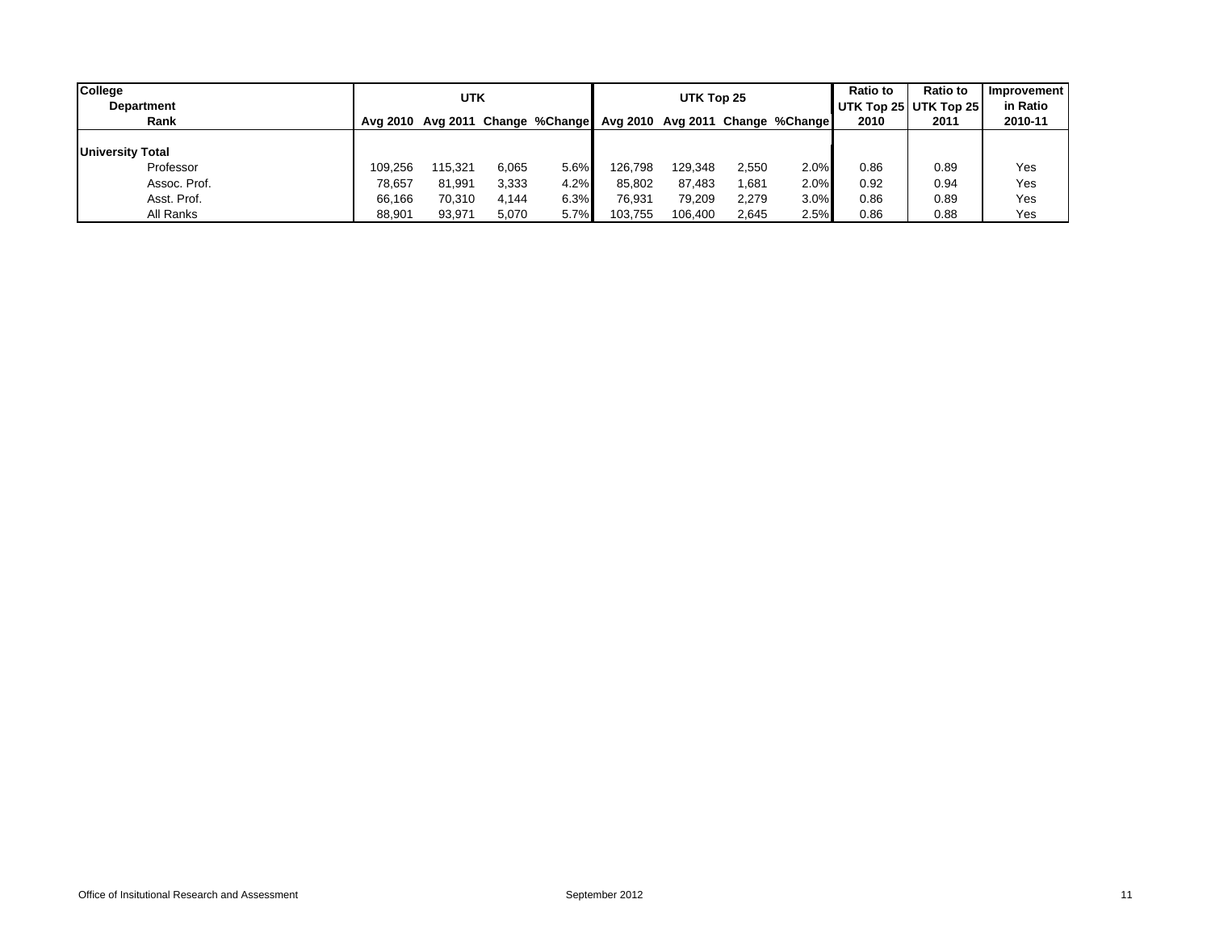| College<br>Department<br>Rank | UTK | | | | UTK Top 25 | | | | Ratio to UTK Top 25 | Ratio to UTK Top 25 | Improvement in Ratio |
|---|---|---|---|---|---|---|---|---|---|---|---|
| | Avg 2010 | Avg 2011 | Change | %Change | Avg 2010 | Avg 2011 | Change | %Change | 2010 | 2011 | 2010-11 |
| **University Total** | | | | | | | | | | | |
| Professor | 109,256 | 115,321 | 6,065 | 5.6% | 126,798 | 129,348 | 2,550 | 2.0% | 0.86 | 0.89 | Yes |
| Assoc. Prof. | 78,657 | 81,991 | 3,333 | 4.2% | 85,802 | 87,483 | 1,681 | 2.0% | 0.92 | 0.94 | Yes |
| Asst. Prof. | 66,166 | 70,310 | 4,144 | 6.3% | 76,931 | 79,209 | 2,279 | 3.0% | 0.86 | 0.89 | Yes |
| All Ranks | 88,901 | 93,971 | 5,070 | 5.7% | 103,755 | 106,400 | 2,645 | 2.5% | 0.86 | 0.88 | Yes |